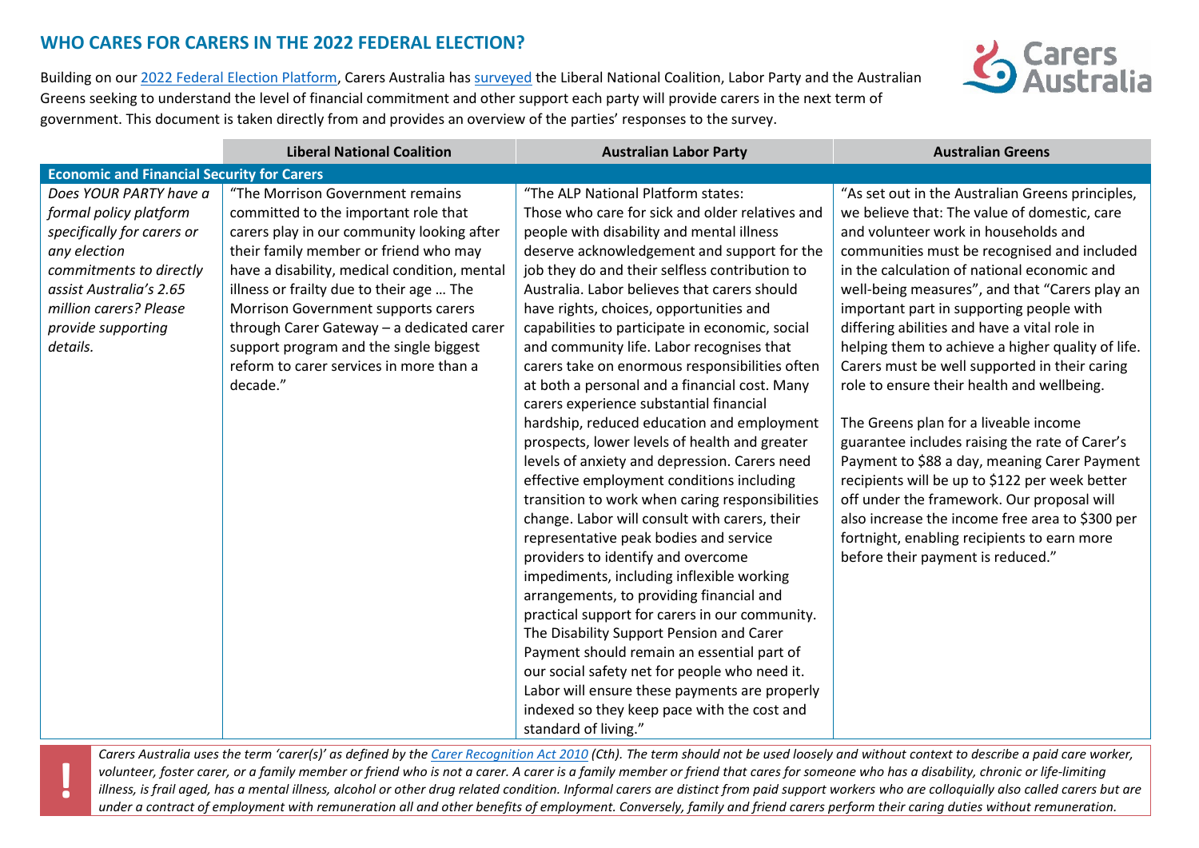## WHO CARES FOR CARERS IN THE 2022 FEDERAL ELECTION?

Building on our 2022 Federal Election Platform, Carers Australia has surveyed the Liberal National Coalition, Labor Party and the Australian Greens seeking to understand the level of financial commitment and other support each party will provide carers in the next term of government. This document is taken directly from and provides an overview of the parties' responses to the survey.

| | Liberal National Coalition | Australian Labor Party | Australian Greens |
|---|---|---|---|
| **Economic and Financial Security for Carers** | | | |
| *Does YOUR PARTY have a formal policy platform specifically for carers or any election commitments to directly assist Australia's 2.65 million carers? Please provide supporting details.* | "The Morrison Government remains committed to the important role that carers play in our community looking after their family member or friend who may have a disability, medical condition, mental illness or frailty due to their age … The Morrison Government supports carers through Carer Gateway – a dedicated carer support program and the single biggest reform to carer services in more than a decade." | "The ALP National Platform states: Those who care for sick and older relatives and people with disability and mental illness deserve acknowledgement and support for the job they do and their selfless contribution to Australia. Labor believes that carers should have rights, choices, opportunities and capabilities to participate in economic, social and community life. Labor recognises that carers take on enormous responsibilities often at both a personal and a financial cost. Many carers experience substantial financial hardship, reduced education and employment prospects, lower levels of health and greater levels of anxiety and depression. Carers need effective employment conditions including transition to work when caring responsibilities change. Labor will consult with carers, their representative peak bodies and service providers to identify and overcome impediments, including inflexible working arrangements, to providing financial and practical support for carers in our community. The Disability Support Pension and Carer Payment should remain an essential part of our social safety net for people who need it. Labor will ensure these payments are properly indexed so they keep pace with the cost and standard of living." | "As set out in the Australian Greens principles, we believe that: The value of domestic, care and volunteer work in households and communities must be recognised and included in the calculation of national economic and well-being measures", and that "Carers play an important part in supporting people with differing abilities and have a vital role in helping them to achieve a higher quality of life. Carers must be well supported in their caring role to ensure their health and wellbeing.<br><br>The Greens plan for a liveable income guarantee includes raising the rate of Carer's Payment to $88 a day, meaning Carer Payment recipients will be up to $122 per week better off under the framework. Our proposal will also increase the income free area to $300 per fortnight, enabling recipients to earn more before their payment is reduced." |

**!** *Carers Australia uses the term 'carer(s)' as defined by the Carer Recognition Act 2010 (Cth). The term should not be used loosely and without context to describe a paid care worker, volunteer, foster carer, or a family member or friend who is not a carer. A carer is a family member or friend that cares for someone who has a disability, chronic or life-limiting illness, is frail aged, has a mental illness, alcohol or other drug related condition. Informal carers are distinct from paid support workers who are colloquially also called carers but are under a contract of employment with remuneration all and other benefits of employment. Conversely, family and friend carers perform their caring duties without remuneration.*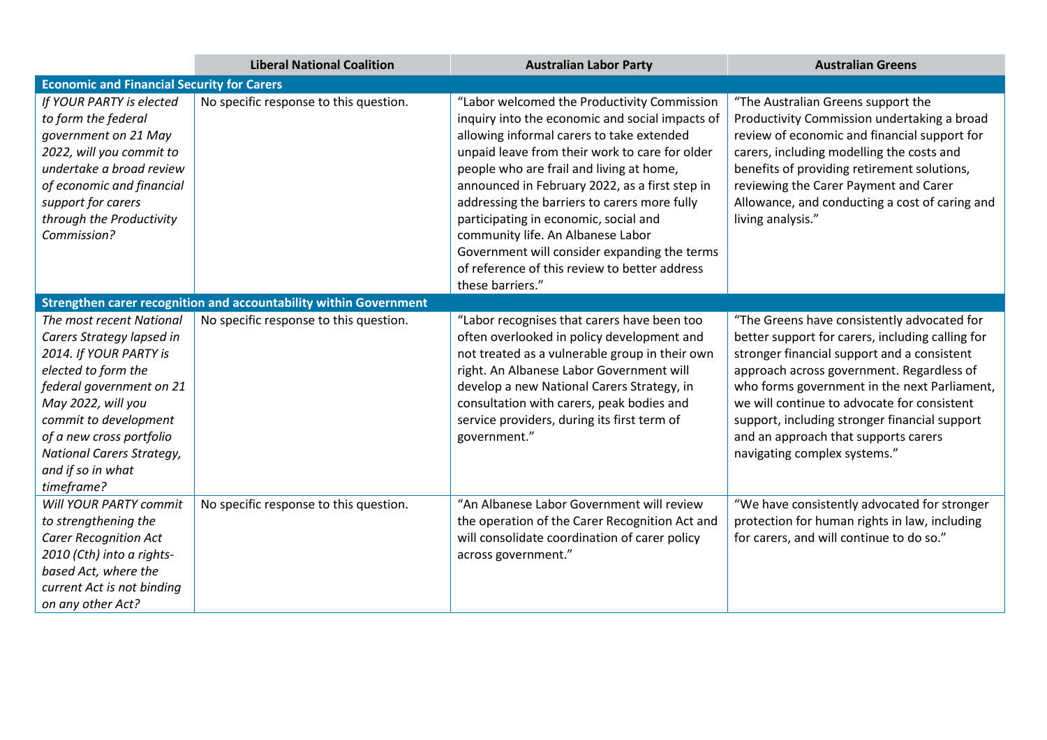| | Liberal National Coalition | Australian Labor Party | Australian Greens |
|---|---|---|---|
| **Economic and Financial Security for Carers** | | | |
| *If YOUR PARTY is elected to form the federal government on 21 May 2022, will you commit to undertake a broad review of economic and financial support for carers through the Productivity Commission?* | No specific response to this question. | "Labor welcomed the Productivity Commission inquiry into the economic and social impacts of allowing informal carers to take extended unpaid leave from their work to care for older people who are frail and living at home, announced in February 2022, as a first step in addressing the barriers to carers more fully participating in economic, social and community life. An Albanese Labor Government will consider expanding the terms of reference of this review to better address these barriers." | "The Australian Greens support the Productivity Commission undertaking a broad review of economic and financial support for carers, including modelling the costs and benefits of providing retirement solutions, reviewing the Carer Payment and Carer Allowance, and conducting a cost of caring and living analysis." |
| **Strengthen carer recognition and accountability within Government** | | | |
| *The most recent National Carers Strategy lapsed in 2014. If YOUR PARTY is elected to form the federal government on 21 May 2022, will you commit to development of a new cross portfolio National Carers Strategy, and if so in what timeframe?* | No specific response to this question. | "Labor recognises that carers have been too often overlooked in policy development and not treated as a vulnerable group in their own right. An Albanese Labor Government will develop a new National Carers Strategy, in consultation with carers, peak bodies and service providers, during its first term of government." | "The Greens have consistently advocated for better support for carers, including calling for stronger financial support and a consistent approach across government. Regardless of who forms government in the next Parliament, we will continue to advocate for consistent support, including stronger financial support and an approach that supports carers navigating complex systems." |
| *Will YOUR PARTY commit to strengthening the Carer Recognition Act 2010 (Cth) into a rights-based Act, where the current Act is not binding on any other Act?* | No specific response to this question. | "An Albanese Labor Government will review the operation of the Carer Recognition Act and will consolidate coordination of carer policy across government." | "We have consistently advocated for stronger protection for human rights in law, including for carers, and will continue to do so." |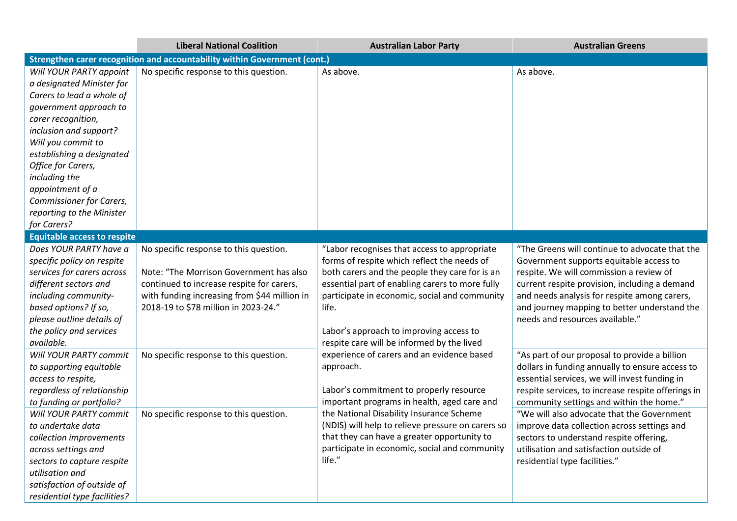| | Liberal National Coalition | Australian Labor Party | Australian Greens |
|---|---|---|---|
| **Strengthen carer recognition and accountability within Government (cont.)** | | | |
| *Will YOUR PARTY appoint a designated Minister for Carers to lead a whole of government approach to carer recognition, inclusion and support? Will you commit to establishing a designated Office for Carers, including the appointment of a Commissioner for Carers, reporting to the Minister for Carers?* | No specific response to this question. | As above. | As above. |
| **Equitable access to respite** | | | |
| *Does YOUR PARTY have a specific policy on respite services for carers across different sectors and including community-based options? If so, please outline details of the policy and services available.* | No specific response to this question.<br><br>Note: "The Morrison Government has also continued to increase respite for carers, with funding increasing from $44 million in 2018-19 to $78 million in 2023-24." | "Labor recognises that access to appropriate forms of respite which reflect the needs of both carers and the people they care for is an essential part of enabling carers to more fully participate in economic, social and community life.<br><br>Labor's approach to improving access to respite care will be informed by the lived experience of carers and an evidence based approach.<br><br>Labor's commitment to properly resource important programs in health, aged care and the National Disability Insurance Scheme (NDIS) will help to relieve pressure on carers so that they can have a greater opportunity to participate in economic, social and community life." | "The Greens will continue to advocate that the Government supports equitable access to respite. We will commission a review of current respite provision, including a demand and needs analysis for respite among carers, and journey mapping to better understand the needs and resources available." |
| *Will YOUR PARTY commit to supporting equitable access to respite, regardless of relationship to funding or portfolio?* | No specific response to this question. | | "As part of our proposal to provide a billion dollars in funding annually to ensure access to essential services, we will invest funding in respite services, to increase respite offerings in community settings and within the home." |
| *Will YOUR PARTY commit to undertake data collection improvements across settings and sectors to capture respite utilisation and satisfaction of outside of residential type facilities?* | No specific response to this question. | | "We will also advocate that the Government improve data collection across settings and sectors to understand respite offering, utilisation and satisfaction outside of residential type facilities." |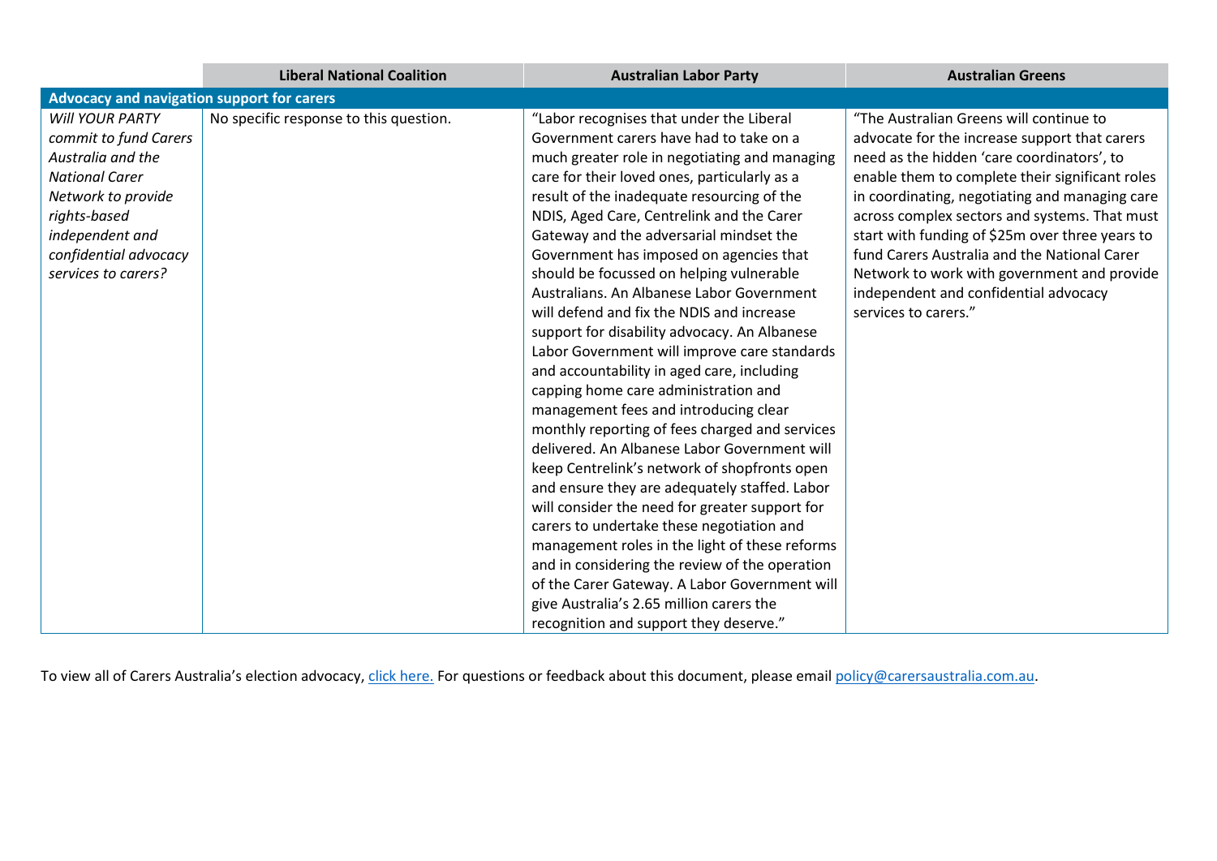| | Liberal National Coalition | Australian Labor Party | Australian Greens |
|---|---|---|---|
| **Advocacy and navigation support for carers** | | | |
| *Will YOUR PARTY commit to fund Carers Australia and the National Carer Network to provide rights-based independent and confidential advocacy services to carers?* | No specific response to this question. | "Labor recognises that under the Liberal Government carers have had to take on a much greater role in negotiating and managing care for their loved ones, particularly as a result of the inadequate resourcing of the NDIS, Aged Care, Centrelink and the Carer Gateway and the adversarial mindset the Government has imposed on agencies that should be focussed on helping vulnerable Australians. An Albanese Labor Government will defend and fix the NDIS and increase support for disability advocacy. An Albanese Labor Government will improve care standards and accountability in aged care, including capping home care administration and management fees and introducing clear monthly reporting of fees charged and services delivered. An Albanese Labor Government will keep Centrelink's network of shopfronts open and ensure they are adequately staffed. Labor will consider the need for greater support for carers to undertake these negotiation and management roles in the light of these reforms and in considering the review of the operation of the Carer Gateway. A Labor Government will give Australia's 2.65 million carers the recognition and support they deserve." | "The Australian Greens will continue to advocate for the increase support that carers need as the hidden 'care coordinators', to enable them to complete their significant roles in coordinating, negotiating and managing care across complex sectors and systems. That must start with funding of $25m over three years to fund Carers Australia and the National Carer Network to work with government and provide independent and confidential advocacy services to carers." |

To view all of Carers Australia's election advocacy, [click here.](#) For questions or feedback about this document, please email [policy@carersaustralia.com.au](mailto:policy@carersaustralia.com.au).